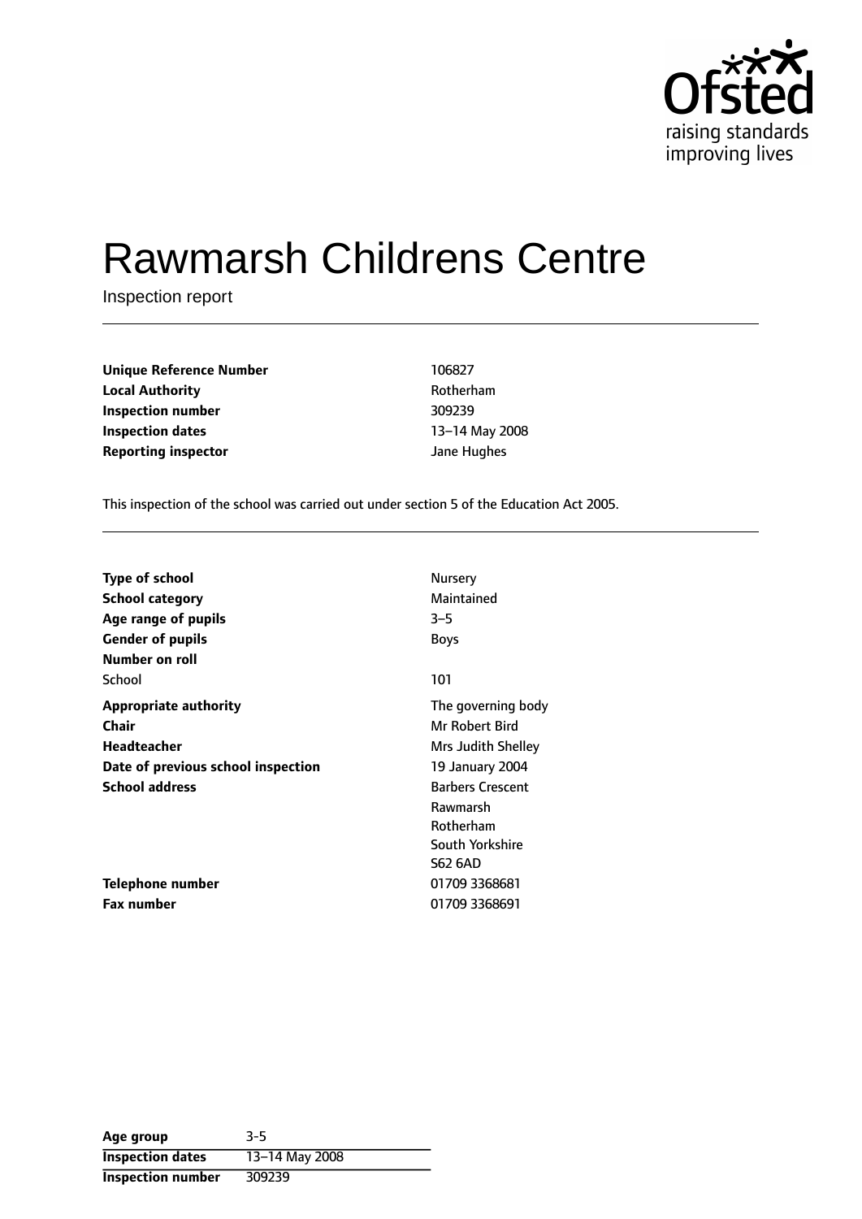# Rawmarsh Childrens Centre

Inspection report

| | |
|---|---|
| **Unique Reference Number** | 106827 |
| **Local Authority** | Rotherham |
| **Inspection number** | 309239 |
| **Inspection dates** | 13–14 May 2008 |
| **Reporting inspector** | Jane Hughes |

This inspection of the school was carried out under section 5 of the Education Act 2005.

| | |
|---|---|
| **Type of school** | Nursery |
| **School category** | Maintained |
| **Age range of pupils** | 3–5 |
| **Gender of pupils** | Boys |
| **Number on roll** | |
| School | 101 |
| **Appropriate authority** | The governing body |
| **Chair** | Mr Robert Bird |
| **Headteacher** | Mrs Judith Shelley |
| **Date of previous school inspection** | 19 January 2004 |
| **School address** | Barbers Crescent<br>Rawmarsh<br>Rotherham<br>South Yorkshire<br>S62 6AD |
| **Telephone number** | 01709 3368681 |
| **Fax number** | 01709 3368691 |

| | |
|---|---|
| **Age group** | 3-5 |
| **Inspection dates** | 13–14 May 2008 |
| **Inspection number** | 309239 |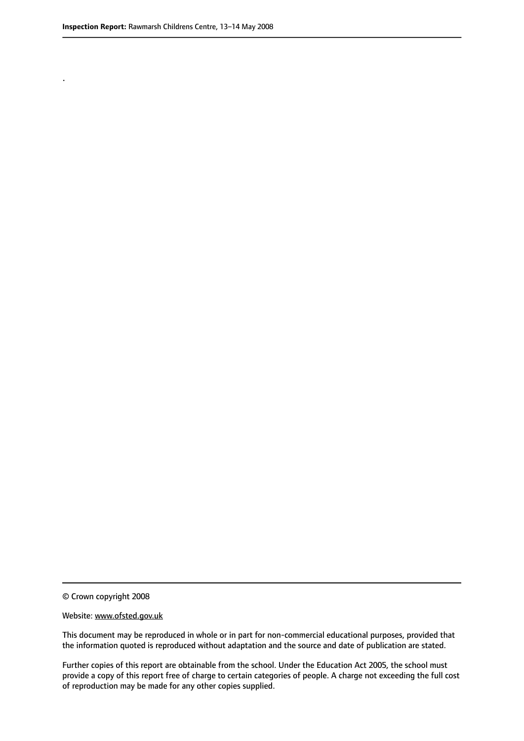.

© Crown copyright 2008

Website: www.ofsted.gov.uk

This document may be reproduced in whole or in part for non-commercial educational purposes, provided that the information quoted is reproduced without adaptation and the source and date of publication are stated.

Further copies of this report are obtainable from the school. Under the Education Act 2005, the school must provide a copy of this report free of charge to certain categories of people. A charge not exceeding the full cost of reproduction may be made for any other copies supplied.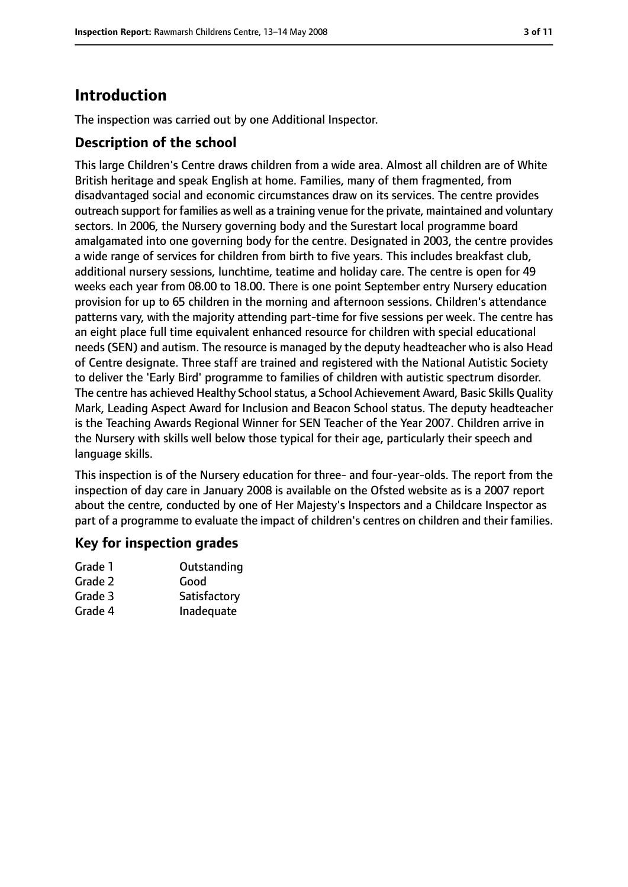# Introduction

The inspection was carried out by one Additional Inspector.

## Description of the school

This large Children's Centre draws children from a wide area. Almost all children are of White British heritage and speak English at home. Families, many of them fragmented, from disadvantaged social and economic circumstances draw on its services. The centre provides outreach support for families as well as a training venue for the private, maintained and voluntary sectors. In 2006, the Nursery governing body and the Surestart local programme board amalgamated into one governing body for the centre. Designated in 2003, the centre provides a wide range of services for children from birth to five years. This includes breakfast club, additional nursery sessions, lunchtime, teatime and holiday care. The centre is open for 49 weeks each year from 08.00 to 18.00. There is one point September entry Nursery education provision for up to 65 children in the morning and afternoon sessions. Children's attendance patterns vary, with the majority attending part-time for five sessions per week. The centre has an eight place full time equivalent enhanced resource for children with special educational needs (SEN) and autism. The resource is managed by the deputy headteacher who is also Head of Centre designate. Three staff are trained and registered with the National Autistic Society to deliver the 'Early Bird' programme to families of children with autistic spectrum disorder. The centre has achieved Healthy School status, a School Achievement Award, Basic Skills Quality Mark, Leading Aspect Award for Inclusion and Beacon School status. The deputy headteacher is the Teaching Awards Regional Winner for SEN Teacher of the Year 2007. Children arrive in the Nursery with skills well below those typical for their age, particularly their speech and language skills.

This inspection is of the Nursery education for three- and four-year-olds. The report from the inspection of day care in January 2008 is available on the Ofsted website as is a 2007 report about the centre, conducted by one of Her Majesty's Inspectors and a Childcare Inspector as part of a programme to evaluate the impact of children's centres on children and their families.

## Key for inspection grades

| | |
|---|---|
| Grade 1 | Outstanding |
| Grade 2 | Good |
| Grade 3 | Satisfactory |
| Grade 4 | Inadequate |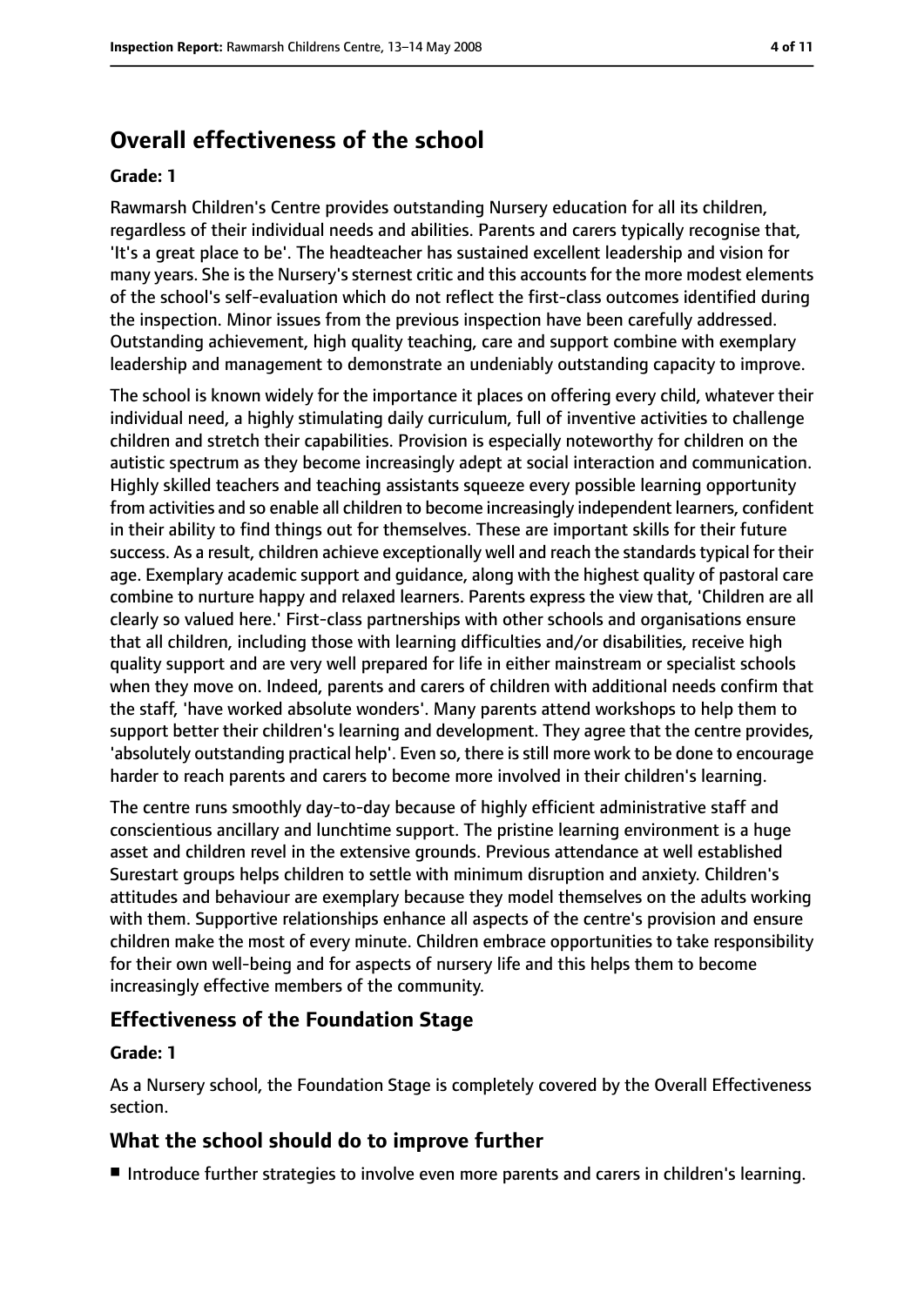# Overall effectiveness of the school

**Grade: 1**

Rawmarsh Children's Centre provides outstanding Nursery education for all its children, regardless of their individual needs and abilities. Parents and carers typically recognise that, 'It's a great place to be'. The headteacher has sustained excellent leadership and vision for many years. She is the Nursery's sternest critic and this accounts for the more modest elements of the school's self-evaluation which do not reflect the first-class outcomes identified during the inspection. Minor issues from the previous inspection have been carefully addressed. Outstanding achievement, high quality teaching, care and support combine with exemplary leadership and management to demonstrate an undeniably outstanding capacity to improve.

The school is known widely for the importance it places on offering every child, whatever their individual need, a highly stimulating daily curriculum, full of inventive activities to challenge children and stretch their capabilities. Provision is especially noteworthy for children on the autistic spectrum as they become increasingly adept at social interaction and communication. Highly skilled teachers and teaching assistants squeeze every possible learning opportunity from activities and so enable all children to become increasingly independent learners, confident in their ability to find things out for themselves. These are important skills for their future success. As a result, children achieve exceptionally well and reach the standards typical for their age. Exemplary academic support and guidance, along with the highest quality of pastoral care combine to nurture happy and relaxed learners. Parents express the view that, 'Children are all clearly so valued here.' First-class partnerships with other schools and organisations ensure that all children, including those with learning difficulties and/or disabilities, receive high quality support and are very well prepared for life in either mainstream or specialist schools when they move on. Indeed, parents and carers of children with additional needs confirm that the staff, 'have worked absolute wonders'. Many parents attend workshops to help them to support better their children's learning and development. They agree that the centre provides, 'absolutely outstanding practical help'. Even so, there is still more work to be done to encourage harder to reach parents and carers to become more involved in their children's learning.

The centre runs smoothly day-to-day because of highly efficient administrative staff and conscientious ancillary and lunchtime support. The pristine learning environment is a huge asset and children revel in the extensive grounds. Previous attendance at well established Surestart groups helps children to settle with minimum disruption and anxiety. Children's attitudes and behaviour are exemplary because they model themselves on the adults working with them. Supportive relationships enhance all aspects of the centre's provision and ensure children make the most of every minute. Children embrace opportunities to take responsibility for their own well-being and for aspects of nursery life and this helps them to become increasingly effective members of the community.

## Effectiveness of the Foundation Stage

**Grade: 1**

As a Nursery school, the Foundation Stage is completely covered by the Overall Effectiveness section.

## What the school should do to improve further

- Introduce further strategies to involve even more parents and carers in children's learning.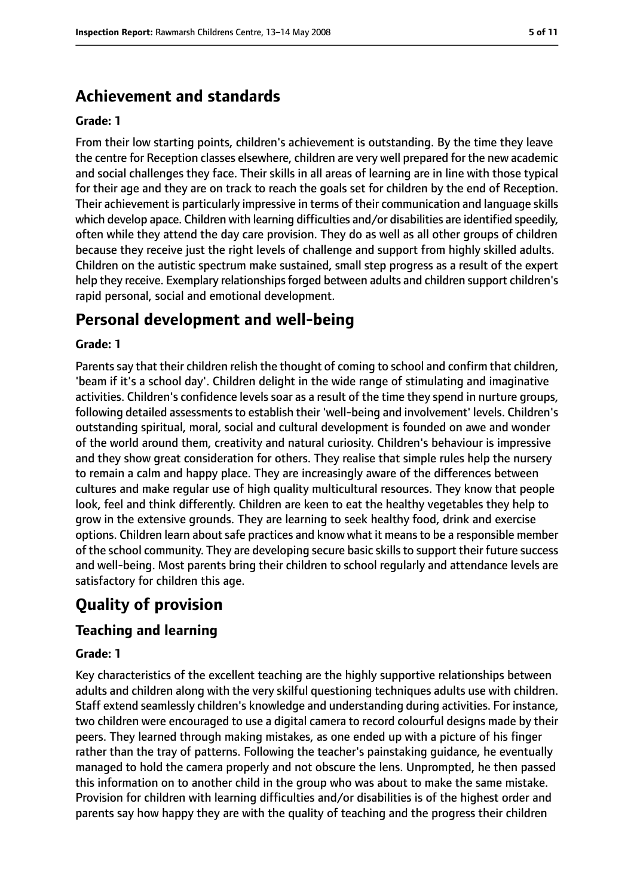## Achievement and standards

**Grade: 1**

From their low starting points, children's achievement is outstanding. By the time they leave the centre for Reception classes elsewhere, children are very well prepared for the new academic and social challenges they face. Their skills in all areas of learning are in line with those typical for their age and they are on track to reach the goals set for children by the end of Reception. Their achievement is particularly impressive in terms of their communication and language skills which develop apace. Children with learning difficulties and/or disabilities are identified speedily, often while they attend the day care provision. They do as well as all other groups of children because they receive just the right levels of challenge and support from highly skilled adults. Children on the autistic spectrum make sustained, small step progress as a result of the expert help they receive. Exemplary relationships forged between adults and children support children's rapid personal, social and emotional development.

## Personal development and well-being

**Grade: 1**

Parents say that their children relish the thought of coming to school and confirm that children, 'beam if it's a school day'. Children delight in the wide range of stimulating and imaginative activities. Children's confidence levels soar as a result of the time they spend in nurture groups, following detailed assessments to establish their 'well-being and involvement' levels. Children's outstanding spiritual, moral, social and cultural development is founded on awe and wonder of the world around them, creativity and natural curiosity. Children's behaviour is impressive and they show great consideration for others. They realise that simple rules help the nursery to remain a calm and happy place. They are increasingly aware of the differences between cultures and make regular use of high quality multicultural resources. They know that people look, feel and think differently. Children are keen to eat the healthy vegetables they help to grow in the extensive grounds. They are learning to seek healthy food, drink and exercise options. Children learn about safe practices and know what it means to be a responsible member of the school community. They are developing secure basic skills to support their future success and well-being. Most parents bring their children to school regularly and attendance levels are satisfactory for children this age.

# Quality of provision

## Teaching and learning

**Grade: 1**

Key characteristics of the excellent teaching are the highly supportive relationships between adults and children along with the very skilful questioning techniques adults use with children. Staff extend seamlessly children's knowledge and understanding during activities. For instance, two children were encouraged to use a digital camera to record colourful designs made by their peers. They learned through making mistakes, as one ended up with a picture of his finger rather than the tray of patterns. Following the teacher's painstaking guidance, he eventually managed to hold the camera properly and not obscure the lens. Unprompted, he then passed this information on to another child in the group who was about to make the same mistake. Provision for children with learning difficulties and/or disabilities is of the highest order and parents say how happy they are with the quality of teaching and the progress their children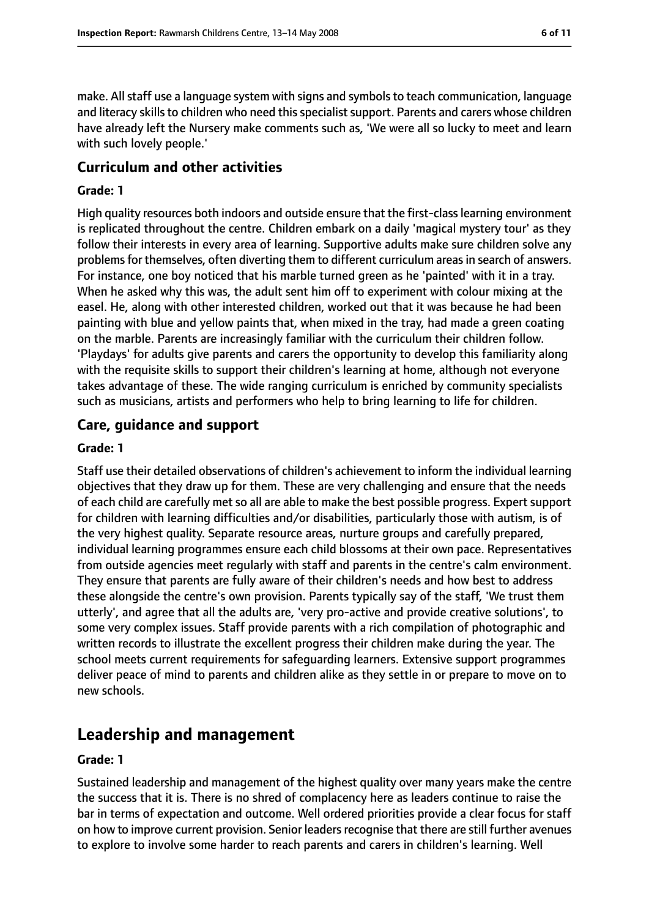make. All staff use a language system with signs and symbols to teach communication, language and literacy skills to children who need this specialist support. Parents and carers whose children have already left the Nursery make comments such as, 'We were all so lucky to meet and learn with such lovely people.'

### Curriculum and other activities

#### Grade: 1

High quality resources both indoors and outside ensure that the first-class learning environment is replicated throughout the centre. Children embark on a daily 'magical mystery tour' as they follow their interests in every area of learning. Supportive adults make sure children solve any problems for themselves, often diverting them to different curriculum areas in search of answers. For instance, one boy noticed that his marble turned green as he 'painted' with it in a tray. When he asked why this was, the adult sent him off to experiment with colour mixing at the easel. He, along with other interested children, worked out that it was because he had been painting with blue and yellow paints that, when mixed in the tray, had made a green coating on the marble. Parents are increasingly familiar with the curriculum their children follow. 'Playdays' for adults give parents and carers the opportunity to develop this familiarity along with the requisite skills to support their children's learning at home, although not everyone takes advantage of these. The wide ranging curriculum is enriched by community specialists such as musicians, artists and performers who help to bring learning to life for children.

### Care, guidance and support

#### Grade: 1

Staff use their detailed observations of children's achievement to inform the individual learning objectives that they draw up for them. These are very challenging and ensure that the needs of each child are carefully met so all are able to make the best possible progress. Expert support for children with learning difficulties and/or disabilities, particularly those with autism, is of the very highest quality. Separate resource areas, nurture groups and carefully prepared, individual learning programmes ensure each child blossoms at their own pace. Representatives from outside agencies meet regularly with staff and parents in the centre's calm environment. They ensure that parents are fully aware of their children's needs and how best to address these alongside the centre's own provision. Parents typically say of the staff, 'We trust them utterly', and agree that all the adults are, 'very pro-active and provide creative solutions', to some very complex issues. Staff provide parents with a rich compilation of photographic and written records to illustrate the excellent progress their children make during the year. The school meets current requirements for safeguarding learners. Extensive support programmes deliver peace of mind to parents and children alike as they settle in or prepare to move on to new schools.

## Leadership and management

#### Grade: 1

Sustained leadership and management of the highest quality over many years make the centre the success that it is. There is no shred of complacency here as leaders continue to raise the bar in terms of expectation and outcome. Well ordered priorities provide a clear focus for staff on how to improve current provision. Senior leaders recognise that there are still further avenues to explore to involve some harder to reach parents and carers in children's learning. Well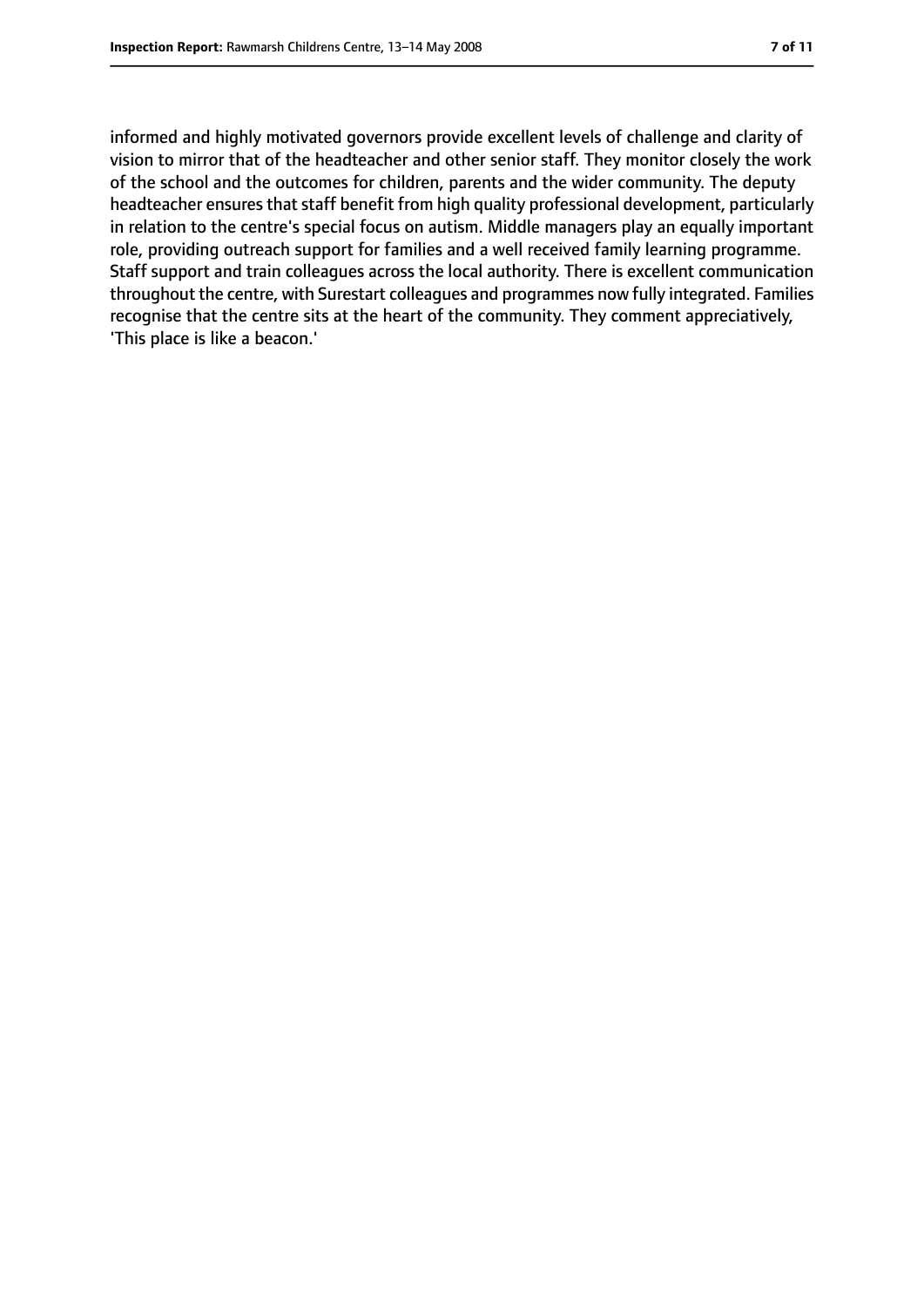informed and highly motivated governors provide excellent levels of challenge and clarity of vision to mirror that of the headteacher and other senior staff. They monitor closely the work of the school and the outcomes for children, parents and the wider community. The deputy headteacher ensures that staff benefit from high quality professional development, particularly in relation to the centre's special focus on autism. Middle managers play an equally important role, providing outreach support for families and a well received family learning programme. Staff support and train colleagues across the local authority. There is excellent communication throughout the centre, with Surestart colleagues and programmes now fully integrated. Families recognise that the centre sits at the heart of the community. They comment appreciatively, 'This place is like a beacon.'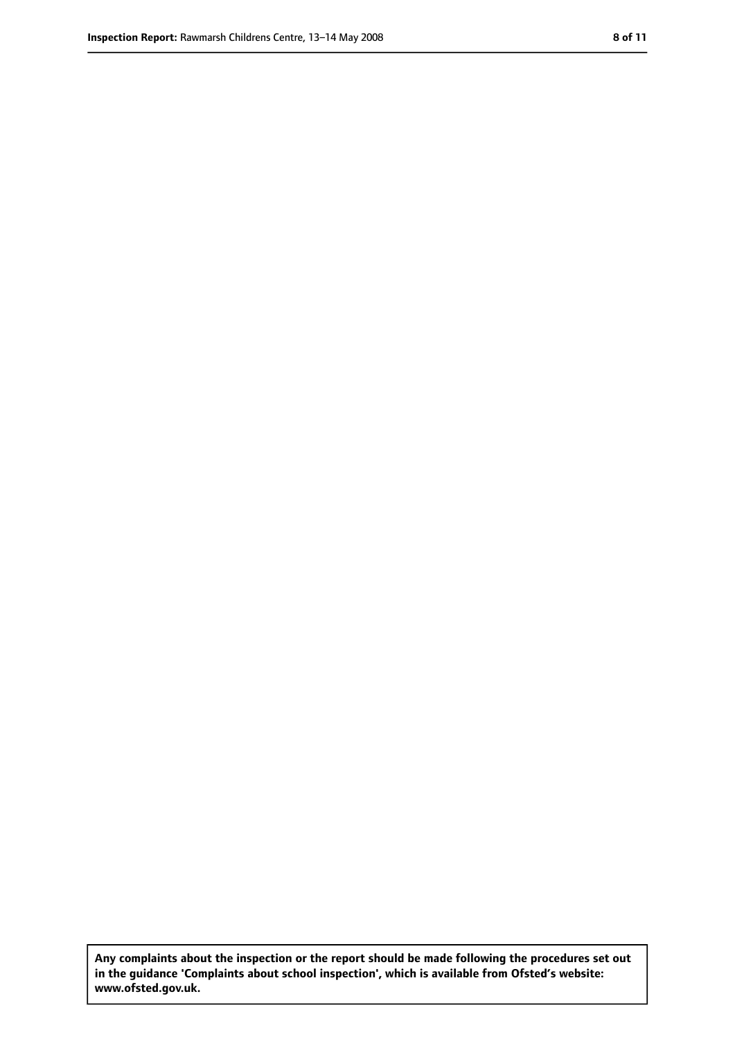**Any complaints about the inspection or the report should be made following the procedures set out in the guidance 'Complaints about school inspection', which is available from Ofsted's website: www.ofsted.gov.uk.**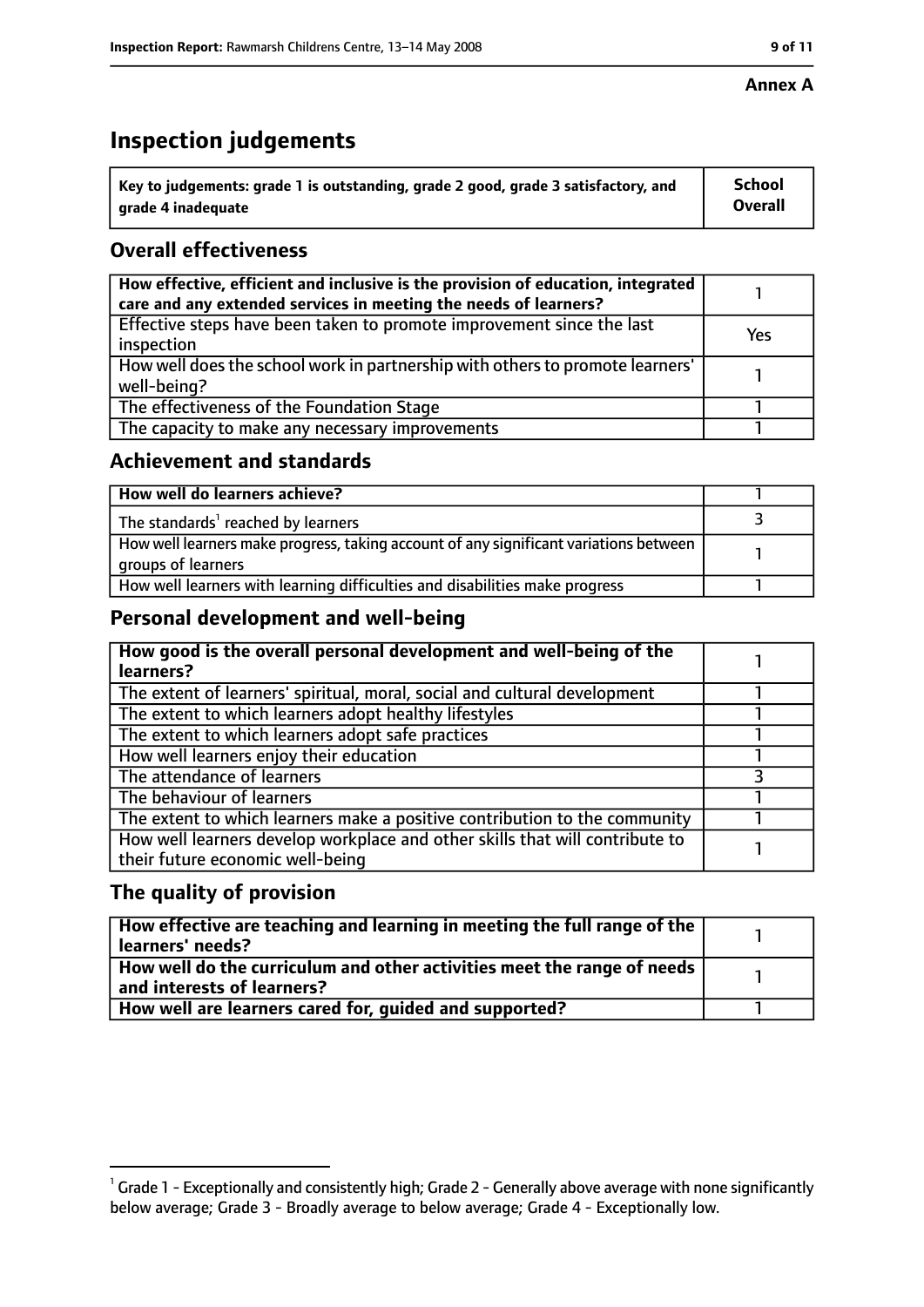**Annex A**

# Inspection judgements

| Key to judgements: grade 1 is outstanding, grade 2 good, grade 3 satisfactory, and grade 4 inadequate | School Overall |
|---|---|

## Overall effectiveness

| | |
|---|---|
| How effective, efficient and inclusive is the provision of education, integrated care and any extended services in meeting the needs of learners? | 1 |
| Effective steps have been taken to promote improvement since the last inspection | Yes |
| How well does the school work in partnership with others to promote learners' well-being? | 1 |
| The effectiveness of the Foundation Stage | 1 |
| The capacity to make any necessary improvements | 1 |

## Achievement and standards

| | |
|---|---|
| **How well do learners achieve?** | 1 |
| The standards[1] reached by learners | 3 |
| How well learners make progress, taking account of any significant variations between groups of learners | 1 |
| How well learners with learning difficulties and disabilities make progress | 1 |

## Personal development and well-being

| | |
|---|---|
| **How good is the overall personal development and well-being of the learners?** | 1 |
| The extent of learners' spiritual, moral, social and cultural development | 1 |
| The extent to which learners adopt healthy lifestyles | 1 |
| The extent to which learners adopt safe practices | 1 |
| How well learners enjoy their education | 1 |
| The attendance of learners | 3 |
| The behaviour of learners | 1 |
| The extent to which learners make a positive contribution to the community | 1 |
| How well learners develop workplace and other skills that will contribute to their future economic well-being | 1 |

## The quality of provision

| | |
|---|---|
| **How effective are teaching and learning in meeting the full range of the learners' needs?** | 1 |
| **How well do the curriculum and other activities meet the range of needs and interests of learners?** | 1 |
| **How well are learners cared for, guided and supported?** | 1 |

[1] Grade 1 - Exceptionally and consistently high; Grade 2 - Generally above average with none significantly below average; Grade 3 - Broadly average to below average; Grade 4 - Exceptionally low.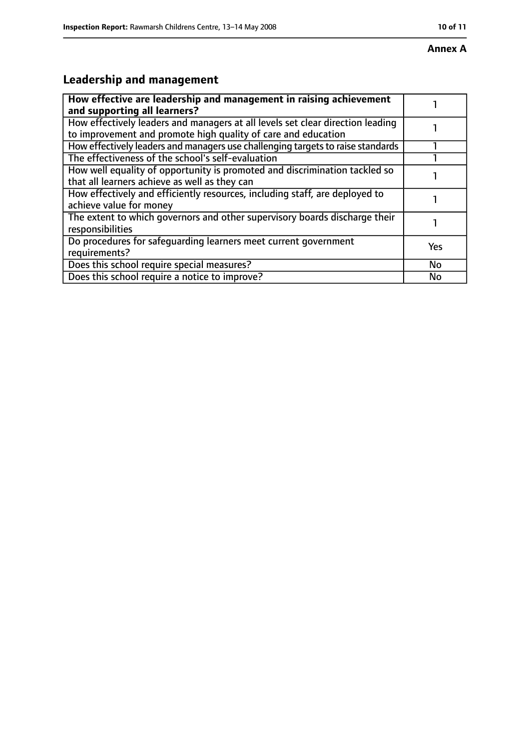**Annex A**

## Leadership and management

| **How effective are leadership and management in raising achievement and supporting all learners?** | 1 |
|---|---|
| How effectively leaders and managers at all levels set clear direction leading to improvement and promote high quality of care and education | 1 |
| How effectively leaders and managers use challenging targets to raise standards | 1 |
| The effectiveness of the school's self-evaluation | 1 |
| How well equality of opportunity is promoted and discrimination tackled so that all learners achieve as well as they can | 1 |
| How effectively and efficiently resources, including staff, are deployed to achieve value for money | 1 |
| The extent to which governors and other supervisory boards discharge their responsibilities | 1 |
| Do procedures for safeguarding learners meet current government requirements? | Yes |
| Does this school require special measures? | No |
| Does this school require a notice to improve? | No |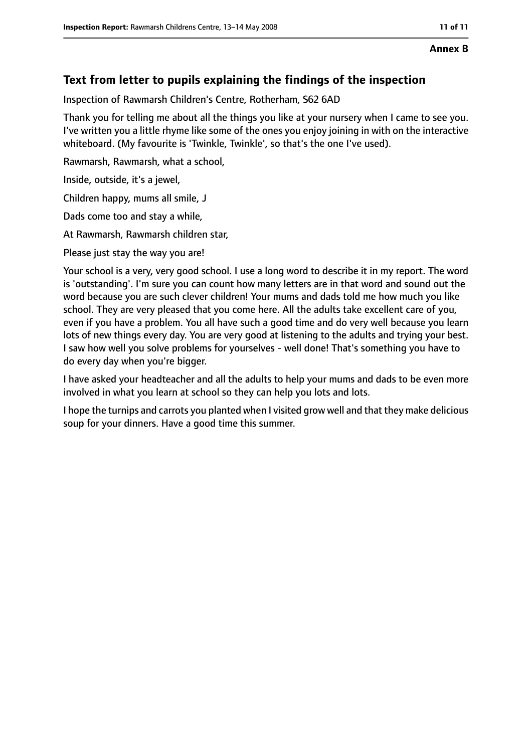**Annex B**

## Text from letter to pupils explaining the findings of the inspection

Inspection of Rawmarsh Children's Centre, Rotherham, S62 6AD

Thank you for telling me about all the things you like at your nursery when I came to see you. I've written you a little rhyme like some of the ones you enjoy joining in with on the interactive whiteboard. (My favourite is 'Twinkle, Twinkle', so that's the one I've used).

Rawmarsh, Rawmarsh, what a school,

Inside, outside, it's a jewel,

Children happy, mums all smile, J

Dads come too and stay a while,

At Rawmarsh, Rawmarsh children star,

Please just stay the way you are!

Your school is a very, very good school. I use a long word to describe it in my report. The word is 'outstanding'. I'm sure you can count how many letters are in that word and sound out the word because you are such clever children! Your mums and dads told me how much you like school. They are very pleased that you come here. All the adults take excellent care of you, even if you have a problem. You all have such a good time and do very well because you learn lots of new things every day. You are very good at listening to the adults and trying your best. I saw how well you solve problems for yourselves - well done! That's something you have to do every day when you're bigger.

I have asked your headteacher and all the adults to help your mums and dads to be even more involved in what you learn at school so they can help you lots and lots.

I hope the turnips and carrots you planted when I visited grow well and that they make delicious soup for your dinners. Have a good time this summer.